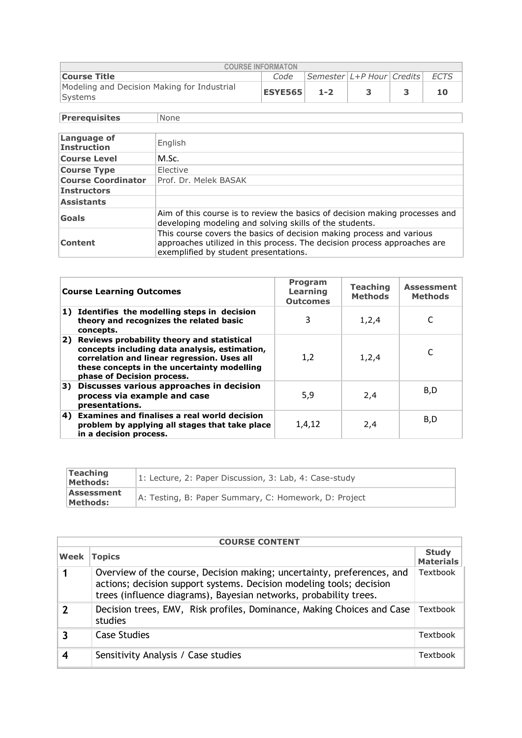| COURSE INFORMATON | | | | | |
|---|---|---|---|---|---|
| **Course Title** | *Code* | *Semester* | *L+P Hour* | *Credits* | *ECTS* |
| Modeling and Decision Making for Industrial Systems | **ESYE565** | **1-2** | **3** | **3** | **10** |

| **Prerequisites** | None |
|---|---|

| | |
|---|---|
| **Language of Instruction** | English |
| **Course Level** | M.Sc. |
| **Course Type** | Elective |
| **Course Coordinator** | Prof. Dr. Melek BASAK |
| **Instructors** | |
| **Assistants** | |
| **Goals** | Aim of this course is to review the basics of decision making processes and developing modeling and solving skills of the students. |
| **Content** | This course covers the basics of decision making process and various approaches utilized in this process. The decision process approaches are exemplified by student presentations. |

| **Course Learning Outcomes** | **Program Learning Outcomes** | **Teaching Methods** | **Assessment Methods** |
|---|---|---|---|
| **1) Identifies the modelling steps in decision theory and recognizes the related basic concepts.** | 3 | 1,2,4 | C |
| **2) Reviews probability theory and statistical concepts including data analysis, estimation, correlation and linear regression. Uses all these concepts in the uncertainty modelling phase of Decision process.** | 1,2 | 1,2,4 | C |
| **3) Discusses various approaches in decision process via example and case presentations.** | 5,9 | 2,4 | B,D |
| **4) Examines and finalises a real world decision problem by applying all stages that take place in a decision process.** | 1,4,12 | 2,4 | B,D |

| | |
|---|---|
| **Teaching Methods:** | 1: Lecture, 2: Paper Discussion, 3: Lab, 4: Case-study |
| **Assessment Methods:** | A: Testing, B: Paper Summary, C: Homework, D: Project |

| COURSE CONTENT | | |
|---|---|---|
| **Week** | **Topics** | **Study Materials** |
| **1** | Overview of the course, Decision making; uncertainty, preferences, and actions; decision support systems. Decision modeling tools; decision trees (influence diagrams), Bayesian networks, probability trees. | Textbook |
| **2** | Decision trees, EMV, Risk profiles, Dominance, Making Choices and Case studies | Textbook |
| **3** | Case Studies | Textbook |
| **4** | Sensitivity Analysis / Case studies | Textbook |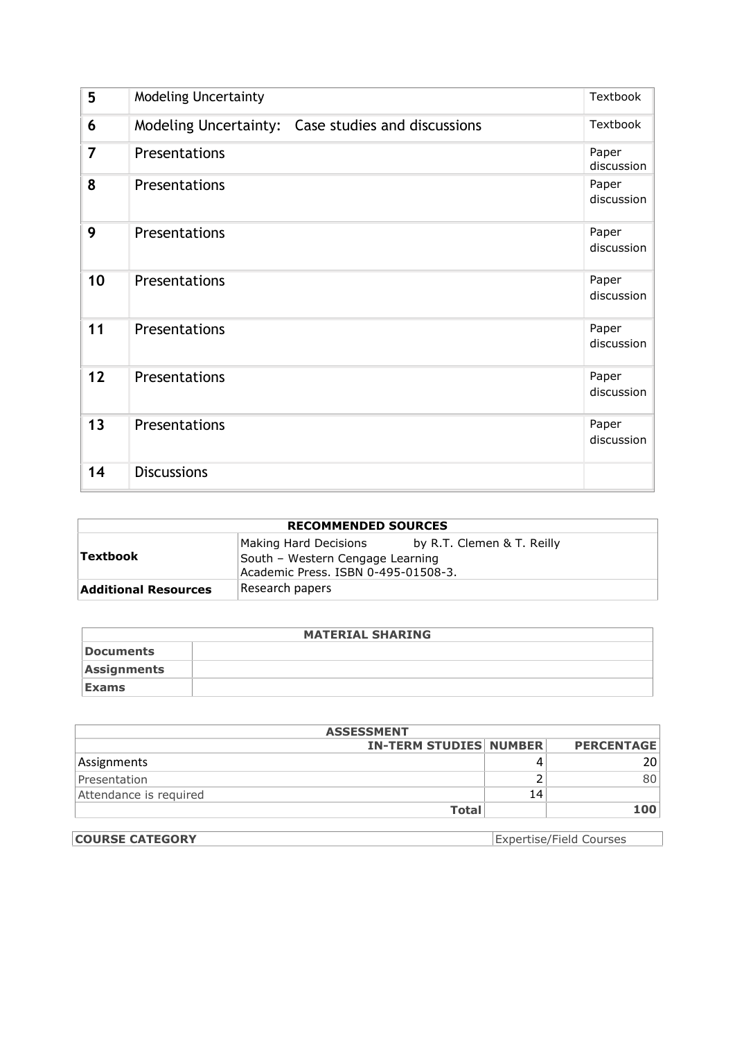| | | |
|---|---|---|
| 5 | Modeling Uncertainty | Textbook |
| 6 | Modeling Uncertainty: Case studies and discussions | Textbook |
| 7 | Presentations | Paper discussion |
| 8 | Presentations | Paper discussion |
| 9 | Presentations | Paper discussion |
| 10 | Presentations | Paper discussion |
| 11 | Presentations | Paper discussion |
| 12 | Presentations | Paper discussion |
| 13 | Presentations | Paper discussion |
| 14 | Discussions | |

| RECOMMENDED SOURCES | |
|---|---|
| **Textbook** | Making Hard Decisions by R.T. Clemen & T. Reilly<br>South – Western Cengage Learning<br>Academic Press. ISBN 0-495-01508-3. |
| **Additional Resources** | Research papers |

| MATERIAL SHARING | |
|---|---|
| **Documents** | |
| **Assignments** | |
| **Exams** | |

| ASSESSMENT | | |
|---|---|---|
| **IN-TERM STUDIES** | **NUMBER** | **PERCENTAGE** |
| Assignments | 4 | 20 |
| Presentation | 2 | 80 |
| Attendance is required | 14 | |
| **Total** | | **100** |

| | |
|---|---|
| **COURSE CATEGORY** | Expertise/Field Courses |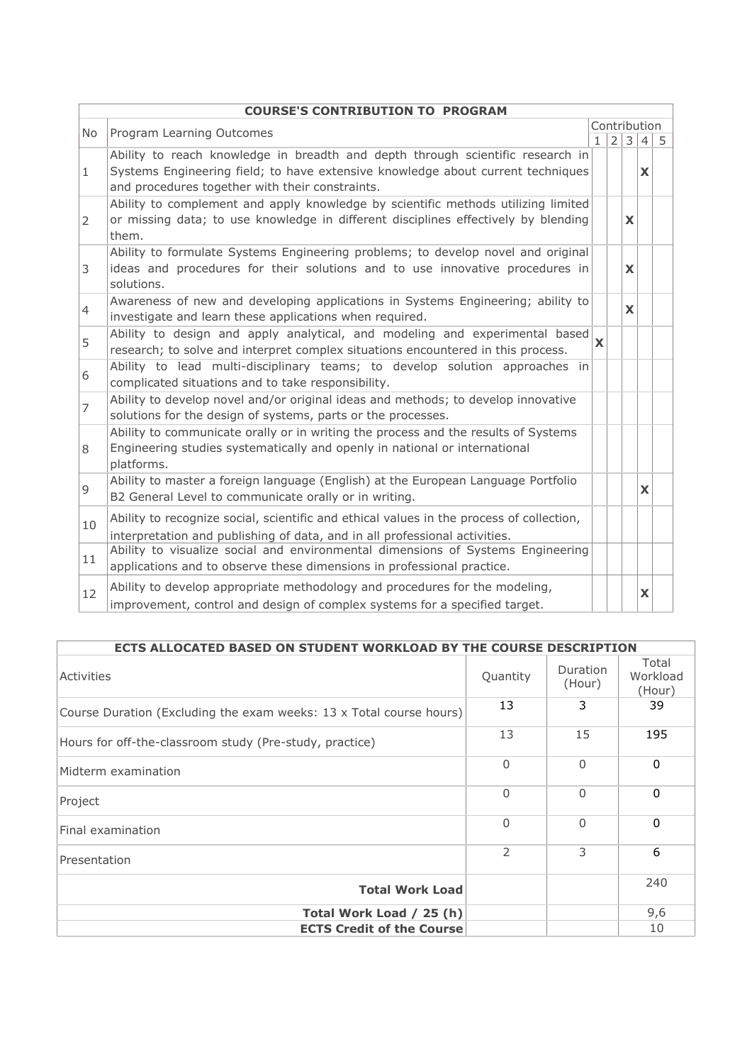| COURSE'S CONTRIBUTION TO PROGRAM | | | | | | |
|---|---|---|---|---|---|---|
| No | Program Learning Outcomes | Contribution | | | | |
| | | 1 | 2 | 3 | 4 | 5 |
| 1 | Ability to reach knowledge in breadth and depth through scientific research in Systems Engineering field; to have extensive knowledge about current techniques and procedures together with their constraints. | | | | X | |
| 2 | Ability to complement and apply knowledge by scientific methods utilizing limited or missing data; to use knowledge in different disciplines effectively by blending them. | | | X | | |
| 3 | Ability to formulate Systems Engineering problems; to develop novel and original ideas and procedures for their solutions and to use innovative procedures in solutions. | | | X | | |
| 4 | Awareness of new and developing applications in Systems Engineering; ability to investigate and learn these applications when required. | | | X | | |
| 5 | Ability to design and apply analytical, and modeling and experimental based research; to solve and interpret complex situations encountered in this process. | X | | | | |
| 6 | Ability to lead multi-disciplinary teams; to develop solution approaches in complicated situations and to take responsibility. | | | | | |
| 7 | Ability to develop novel and/or original ideas and methods; to develop innovative solutions for the design of systems, parts or the processes. | | | | | |
| 8 | Ability to communicate orally or in writing the process and the results of Systems Engineering studies systematically and openly in national or international platforms. | | | | | |
| 9 | Ability to master a foreign language (English) at the European Language Portfolio B2 General Level to communicate orally or in writing. | | | | X | |
| 10 | Ability to recognize social, scientific and ethical values in the process of collection, interpretation and publishing of data, and in all professional activities. | | | | | |
| 11 | Ability to visualize social and environmental dimensions of Systems Engineering applications and to observe these dimensions in professional practice. | | | | | |
| 12 | Ability to develop appropriate methodology and procedures for the modeling, improvement, control and design of complex systems for a specified target. | | | | X | |

| ECTS ALLOCATED BASED ON STUDENT WORKLOAD BY THE COURSE DESCRIPTION | | | |
|---|---|---|---|
| Activities | Quantity | Duration (Hour) | Total Workload (Hour) |
| Course Duration (Excluding the exam weeks: 13 x Total course hours) | 13 | 3 | 39 |
| Hours for off-the-classroom study (Pre-study, practice) | 13 | 15 | 195 |
| Midterm examination | 0 | 0 | 0 |
| Project | 0 | 0 | 0 |
| Final examination | 0 | 0 | 0 |
| Presentation | 2 | 3 | 6 |
| **Total Work Load** | | | 240 |
| **Total Work Load / 25 (h)** | | | 9,6 |
| **ECTS Credit of the Course** | | | 10 |